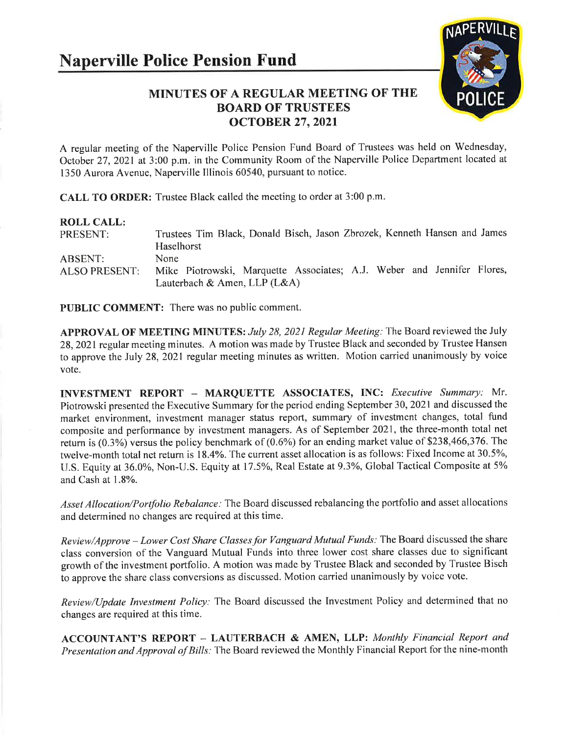# Naperville Police Pension Fund

## MINUTES OF A REGULAR MEETING OF THE BOARD OF TRUSTEES OCTOBER 27, 2021

A regular meeting of the Naperville Police Pension Fund Board of Trustees was held on Wednesday, October 27, 2021 at 3:00 p.m. in the Community Room of the Naperville Police Department located at 1350 Aurora Avenue, Naperville Illinois 60540, pursuant to notice.

**CALL TO ORDER:** Trustee Black called the meeting to order at 3:00 p.m.

**ROLL CALL:**

| | |
|---|---|
| PRESENT: | Trustees Tim Black, Donald Bisch, Jason Zbrozek, Kenneth Hansen and James Haselhorst |
| ABSENT: | None |
| ALSO PRESENT: | Mike Piotrowski, Marquette Associates; A.J. Weber and Jennifer Flores, Lauterbach & Amen, LLP (L&A) |

**PUBLIC COMMENT:** There was no public comment.

**APPROVAL OF MEETING MINUTES:** *July 28, 2021 Regular Meeting:* The Board reviewed the July 28, 2021 regular meeting minutes. A motion was made by Trustee Black and seconded by Trustee Hansen to approve the July 28, 2021 regular meeting minutes as written. Motion carried unanimously by voice vote.

**INVESTMENT REPORT – MARQUETTE ASSOCIATES, INC:** *Executive Summary:* Mr. Piotrowski presented the Executive Summary for the period ending September 30, 2021 and discussed the market environment, investment manager status report, summary of investment changes, total fund composite and performance by investment managers. As of September 2021, the three-month total net return is (0.3%) versus the policy benchmark of (0.6%) for an ending market value of $238,466,376. The twelve-month total net return is 18.4%. The current asset allocation is as follows: Fixed Income at 30.5%, U.S. Equity at 36.0%, Non-U.S. Equity at 17.5%, Real Estate at 9.3%, Global Tactical Composite at 5% and Cash at 1.8%.

*Asset Allocation/Portfolio Rebalance:* The Board discussed rebalancing the portfolio and asset allocations and determined no changes are required at this time.

*Review/Approve – Lower Cost Share Classes for Vanguard Mutual Funds:* The Board discussed the share class conversion of the Vanguard Mutual Funds into three lower cost share classes due to significant growth of the investment portfolio. A motion was made by Trustee Black and seconded by Trustee Bisch to approve the share class conversions as discussed. Motion carried unanimously by voice vote.

*Review/Update Investment Policy:* The Board discussed the Investment Policy and determined that no changes are required at this time.

**ACCOUNTANT'S REPORT – LAUTERBACH & AMEN, LLP:** *Monthly Financial Report and Presentation and Approval of Bills:* The Board reviewed the Monthly Financial Report for the nine-month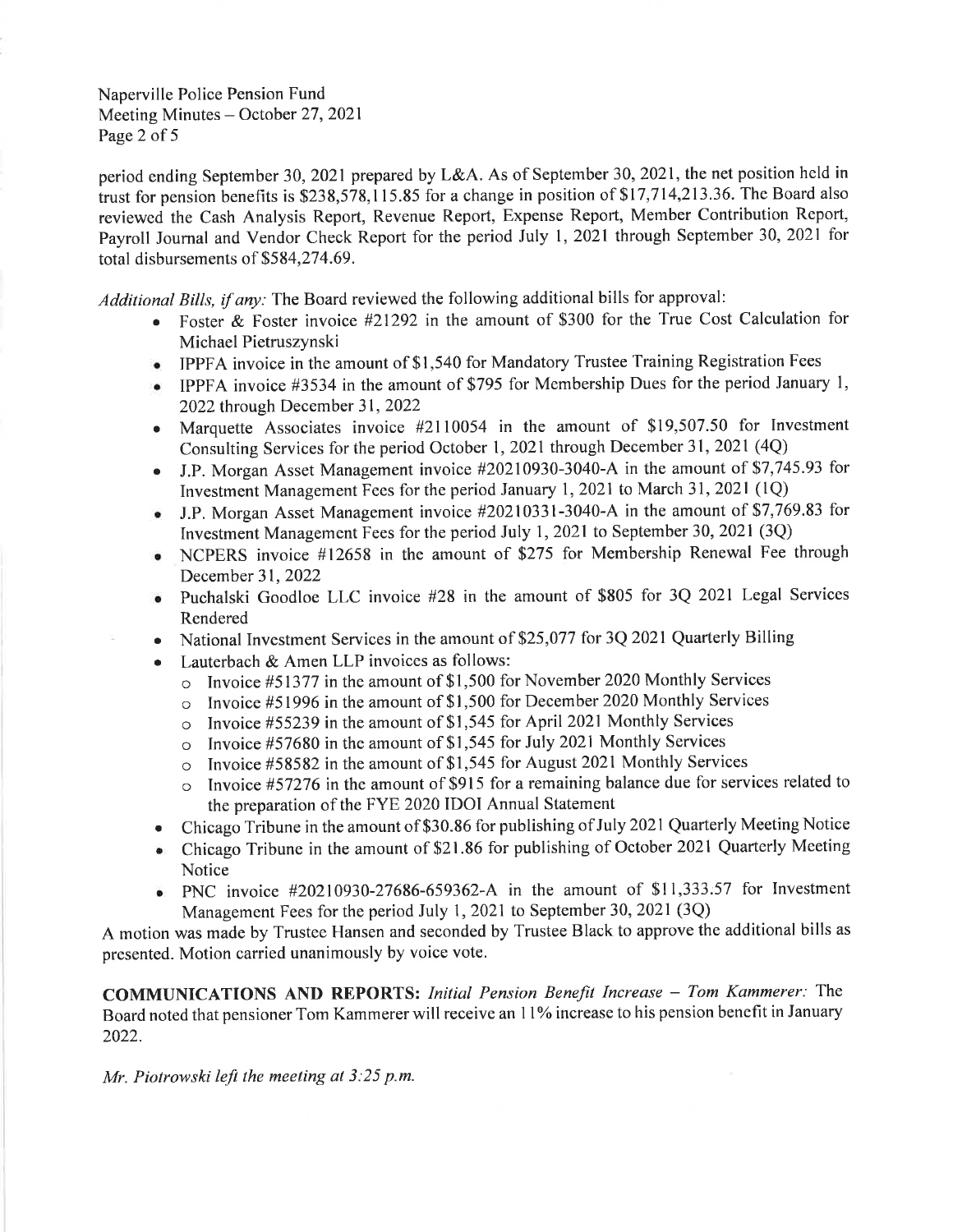period ending September 30, 2021 prepared by L&A. As of September 30, 2021, the net position held in trust for pension benefits is $238,578,115.85 for a change in position of $17,714,213.36. The Board also reviewed the Cash Analysis Report, Revenue Report, Expense Report, Member Contribution Report, Payroll Journal and Vendor Check Report for the period July 1, 2021 through September 30, 2021 for total disbursements of $584,274.69.

*Additional Bills, if any:* The Board reviewed the following additional bills for approval:

- Foster & Foster invoice #21292 in the amount of $300 for the True Cost Calculation for Michael Pietruszynski
- IPPFA invoice in the amount of $1,540 for Mandatory Trustee Training Registration Fees
- IPPFA invoice #3534 in the amount of $795 for Membership Dues for the period January 1, 2022 through December 31, 2022
- Marquette Associates invoice #2110054 in the amount of $19,507.50 for Investment Consulting Services for the period October 1, 2021 through December 31, 2021 (4Q)
- J.P. Morgan Asset Management invoice #20210930-3040-A in the amount of $7,745.93 for Investment Management Fees for the period January 1, 2021 to March 31, 2021 (1Q)
- J.P. Morgan Asset Management invoice #20210331-3040-A in the amount of $7,769.83 for Investment Management Fees for the period July 1, 2021 to September 30, 2021 (3Q)
- NCPERS invoice #12658 in the amount of $275 for Membership Renewal Fee through December 31, 2022
- Puchalski Goodloe LLC invoice #28 in the amount of $805 for 3Q 2021 Legal Services Rendered
- National Investment Services in the amount of $25,077 for 3Q 2021 Quarterly Billing
- Lauterbach & Amen LLP invoices as follows:
  - Invoice #51377 in the amount of $1,500 for November 2020 Monthly Services
  - Invoice #51996 in the amount of $1,500 for December 2020 Monthly Services
  - Invoice #55239 in the amount of $1,545 for April 2021 Monthly Services
  - Invoice #57680 in the amount of $1,545 for July 2021 Monthly Services
  - Invoice #58582 in the amount of $1,545 for August 2021 Monthly Services
  - Invoice #57276 in the amount of $915 for a remaining balance due for services related to the preparation of the FYE 2020 IDOI Annual Statement
- Chicago Tribune in the amount of $30.86 for publishing of July 2021 Quarterly Meeting Notice
- Chicago Tribune in the amount of $21.86 for publishing of October 2021 Quarterly Meeting Notice
- PNC invoice #20210930-27686-659362-A in the amount of $11,333.57 for Investment Management Fees for the period July 1, 2021 to September 30, 2021 (3Q)

A motion was made by Trustee Hansen and seconded by Trustee Black to approve the additional bills as presented. Motion carried unanimously by voice vote.

**COMMUNICATIONS AND REPORTS:** *Initial Pension Benefit Increase – Tom Kammerer:* The Board noted that pensioner Tom Kammerer will receive an 11% increase to his pension benefit in January 2022.

*Mr. Piotrowski left the meeting at 3:25 p.m.*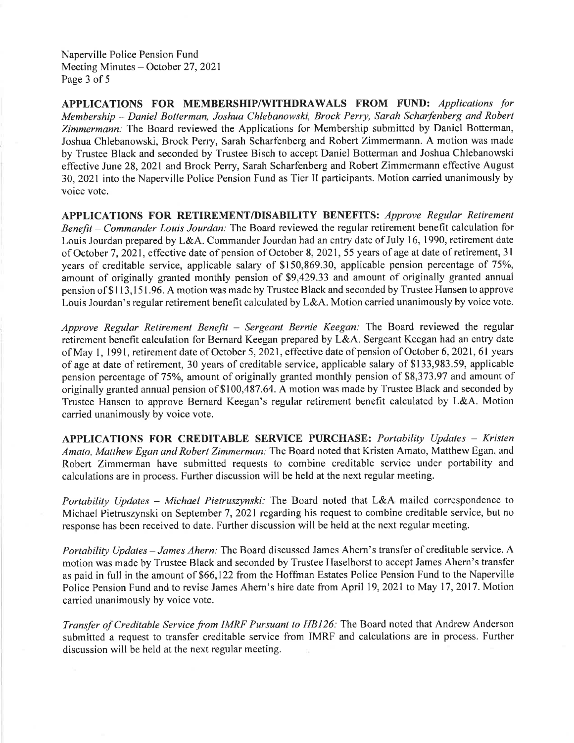**APPLICATIONS FOR MEMBERSHIP/WITHDRAWALS FROM FUND:** *Applications for Membership – Daniel Botterman, Joshua Chlebanowski, Brock Perry, Sarah Scharfenberg and Robert Zimmermann:* The Board reviewed the Applications for Membership submitted by Daniel Botterman, Joshua Chlebanowski, Brock Perry, Sarah Scharfenberg and Robert Zimmermann. A motion was made by Trustee Black and seconded by Trustee Bisch to accept Daniel Botterman and Joshua Chlebanowski effective June 28, 2021 and Brock Perry, Sarah Scharfenberg and Robert Zimmermann effective August 30, 2021 into the Naperville Police Pension Fund as Tier II participants. Motion carried unanimously by voice vote.

**APPLICATIONS FOR RETIREMENT/DISABILITY BENEFITS:** *Approve Regular Retirement Benefit – Commander Louis Jourdan:* The Board reviewed the regular retirement benefit calculation for Louis Jourdan prepared by L&A. Commander Jourdan had an entry date of July 16, 1990, retirement date of October 7, 2021, effective date of pension of October 8, 2021, 55 years of age at date of retirement, 31 years of creditable service, applicable salary of $150,869.30, applicable pension percentage of 75%, amount of originally granted monthly pension of $9,429.33 and amount of originally granted annual pension of $113,151.96. A motion was made by Trustee Black and seconded by Trustee Hansen to approve Louis Jourdan's regular retirement benefit calculated by L&A. Motion carried unanimously by voice vote.

*Approve Regular Retirement Benefit – Sergeant Bernie Keegan:* The Board reviewed the regular retirement benefit calculation for Bernard Keegan prepared by L&A. Sergeant Keegan had an entry date of May 1, 1991, retirement date of October 5, 2021, effective date of pension of October 6, 2021, 61 years of age at date of retirement, 30 years of creditable service, applicable salary of $133,983.59, applicable pension percentage of 75%, amount of originally granted monthly pension of $8,373.97 and amount of originally granted annual pension of $100,487.64. A motion was made by Trustee Black and seconded by Trustee Hansen to approve Bernard Keegan's regular retirement benefit calculated by L&A. Motion carried unanimously by voice vote.

**APPLICATIONS FOR CREDITABLE SERVICE PURCHASE:** *Portability Updates – Kristen Amato, Matthew Egan and Robert Zimmerman:* The Board noted that Kristen Amato, Matthew Egan, and Robert Zimmerman have submitted requests to combine creditable service under portability and calculations are in process. Further discussion will be held at the next regular meeting.

*Portability Updates – Michael Pietruszynski:* The Board noted that L&A mailed correspondence to Michael Pietruszynski on September 7, 2021 regarding his request to combine creditable service, but no response has been received to date. Further discussion will be held at the next regular meeting.

*Portability Updates – James Ahern:* The Board discussed James Ahern's transfer of creditable service. A motion was made by Trustee Black and seconded by Trustee Haselhorst to accept James Ahern's transfer as paid in full in the amount of $66,122 from the Hoffman Estates Police Pension Fund to the Naperville Police Pension Fund and to revise James Ahern's hire date from April 19, 2021 to May 17, 2017. Motion carried unanimously by voice vote.

*Transfer of Creditable Service from IMRF Pursuant to HB126:* The Board noted that Andrew Anderson submitted a request to transfer creditable service from IMRF and calculations are in process. Further discussion will be held at the next regular meeting.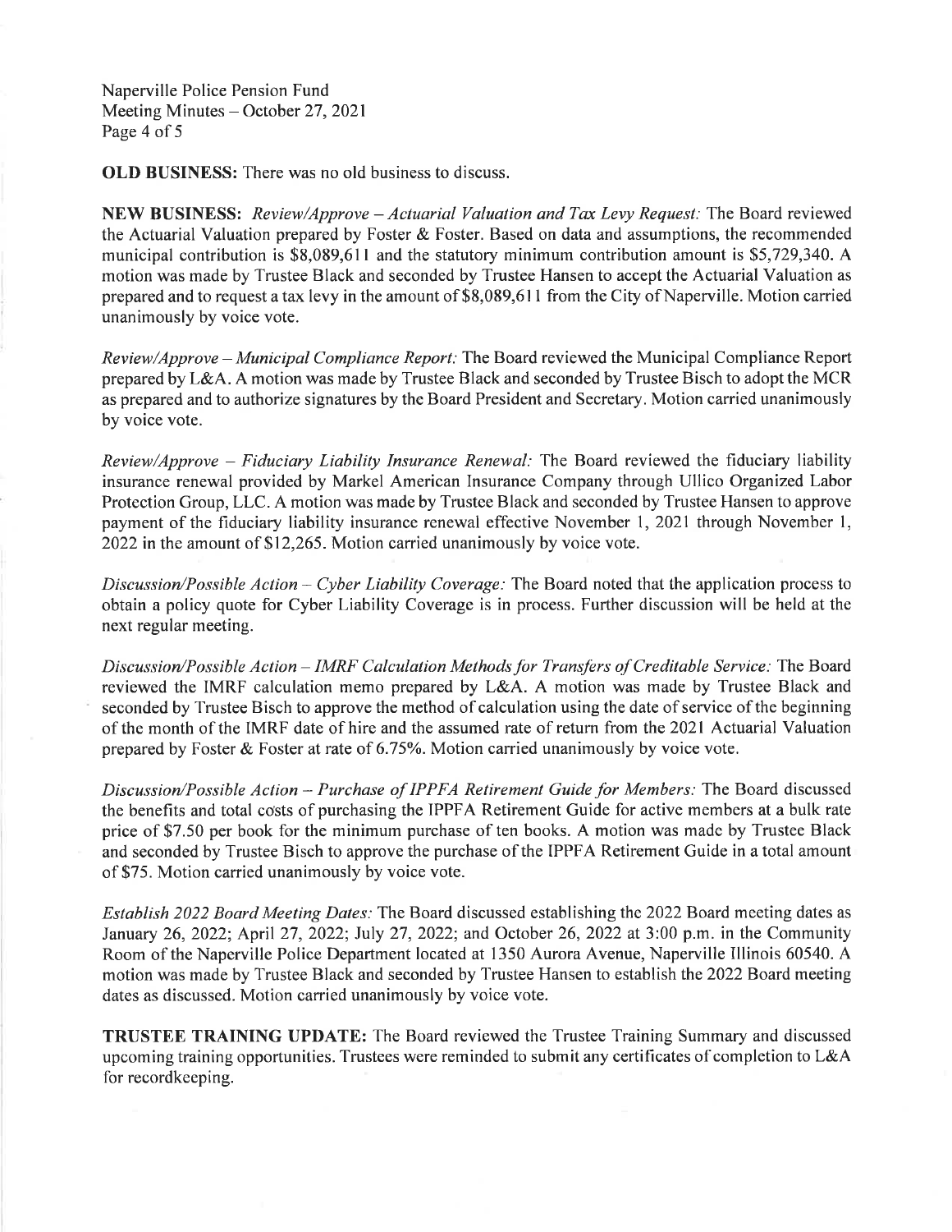**OLD BUSINESS:** There was no old business to discuss.

**NEW BUSINESS:** *Review/Approve – Actuarial Valuation and Tax Levy Request:* The Board reviewed the Actuarial Valuation prepared by Foster & Foster. Based on data and assumptions, the recommended municipal contribution is $8,089,611 and the statutory minimum contribution amount is $5,729,340. A motion was made by Trustee Black and seconded by Trustee Hansen to accept the Actuarial Valuation as prepared and to request a tax levy in the amount of $8,089,611 from the City of Naperville. Motion carried unanimously by voice vote.

*Review/Approve – Municipal Compliance Report:* The Board reviewed the Municipal Compliance Report prepared by L&A. A motion was made by Trustee Black and seconded by Trustee Bisch to adopt the MCR as prepared and to authorize signatures by the Board President and Secretary. Motion carried unanimously by voice vote.

*Review/Approve – Fiduciary Liability Insurance Renewal:* The Board reviewed the fiduciary liability insurance renewal provided by Markel American Insurance Company through Ullico Organized Labor Protection Group, LLC. A motion was made by Trustee Black and seconded by Trustee Hansen to approve payment of the fiduciary liability insurance renewal effective November 1, 2021 through November 1, 2022 in the amount of $12,265. Motion carried unanimously by voice vote.

*Discussion/Possible Action – Cyber Liability Coverage:* The Board noted that the application process to obtain a policy quote for Cyber Liability Coverage is in process. Further discussion will be held at the next regular meeting.

*Discussion/Possible Action – IMRF Calculation Methods for Transfers of Creditable Service:* The Board reviewed the IMRF calculation memo prepared by L&A. A motion was made by Trustee Black and seconded by Trustee Bisch to approve the method of calculation using the date of service of the beginning of the month of the IMRF date of hire and the assumed rate of return from the 2021 Actuarial Valuation prepared by Foster & Foster at rate of 6.75%. Motion carried unanimously by voice vote.

*Discussion/Possible Action – Purchase of IPPFA Retirement Guide for Members:* The Board discussed the benefits and total costs of purchasing the IPPFA Retirement Guide for active members at a bulk rate price of $7.50 per book for the minimum purchase of ten books. A motion was made by Trustee Black and seconded by Trustee Bisch to approve the purchase of the IPPFA Retirement Guide in a total amount of $75. Motion carried unanimously by voice vote.

*Establish 2022 Board Meeting Dates:* The Board discussed establishing the 2022 Board meeting dates as January 26, 2022; April 27, 2022; July 27, 2022; and October 26, 2022 at 3:00 p.m. in the Community Room of the Naperville Police Department located at 1350 Aurora Avenue, Naperville Illinois 60540. A motion was made by Trustee Black and seconded by Trustee Hansen to establish the 2022 Board meeting dates as discussed. Motion carried unanimously by voice vote.

**TRUSTEE TRAINING UPDATE:** The Board reviewed the Trustee Training Summary and discussed upcoming training opportunities. Trustees were reminded to submit any certificates of completion to L&A for recordkeeping.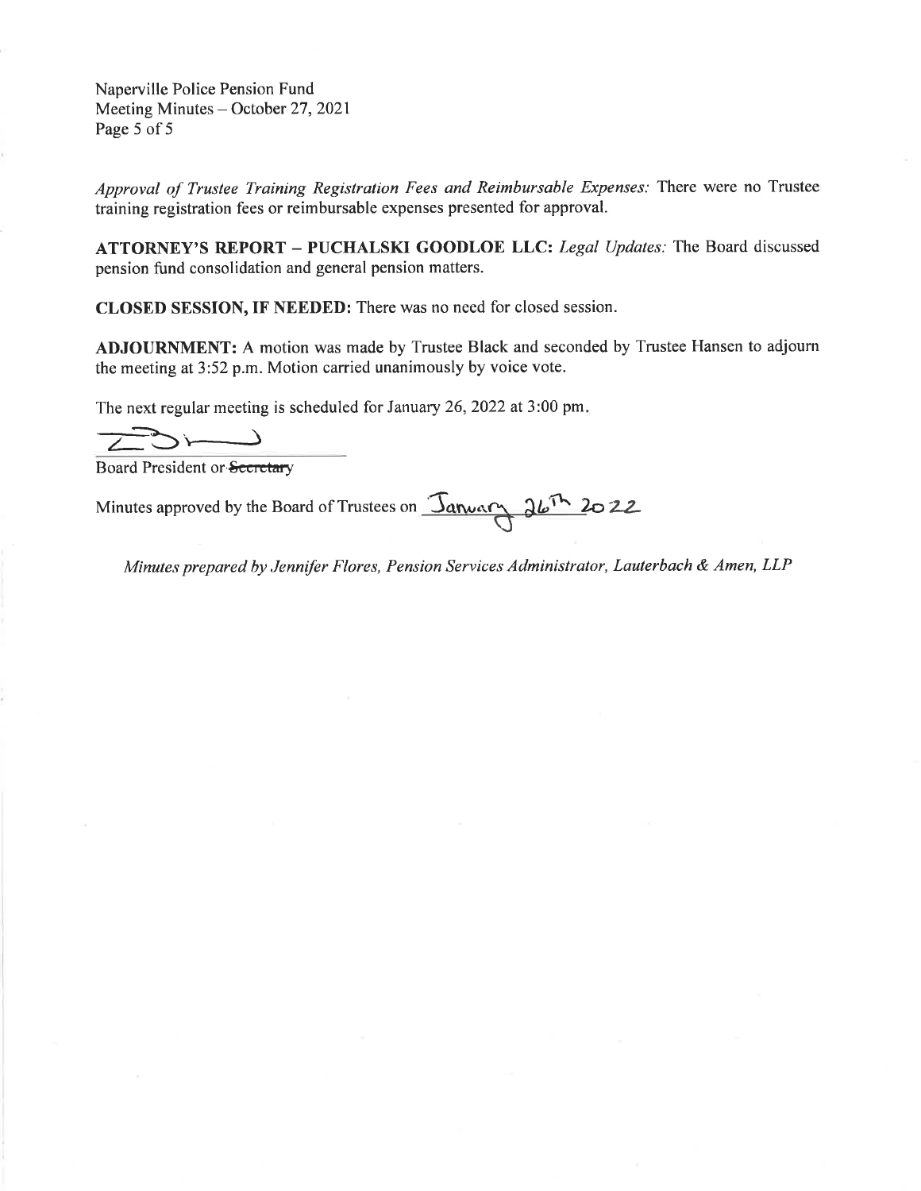*Approval of Trustee Training Registration Fees and Reimbursable Expenses:* There were no Trustee training registration fees or reimbursable expenses presented for approval.

**ATTORNEY'S REPORT – PUCHALSKI GOODLOE LLC:** *Legal Updates:* The Board discussed pension fund consolidation and general pension matters.

**CLOSED SESSION, IF NEEDED:** There was no need for closed session.

**ADJOURNMENT:** A motion was made by Trustee Black and seconded by Trustee Hansen to adjourn the meeting at 3:52 p.m. Motion carried unanimously by voice vote.

The next regular meeting is scheduled for January 26, 2022 at 3:00 pm.

\_\_\_\_\_\_\_\_\_\_\_\_\_\_\_\_\_\_\_\_\_\_\_\_\_\_\_\_

Board President or ~~Secretary~~

Minutes approved by the Board of Trustees on January 26th 2022

*Minutes prepared by Jennifer Flores, Pension Services Administrator, Lauterbach & Amen, LLP*